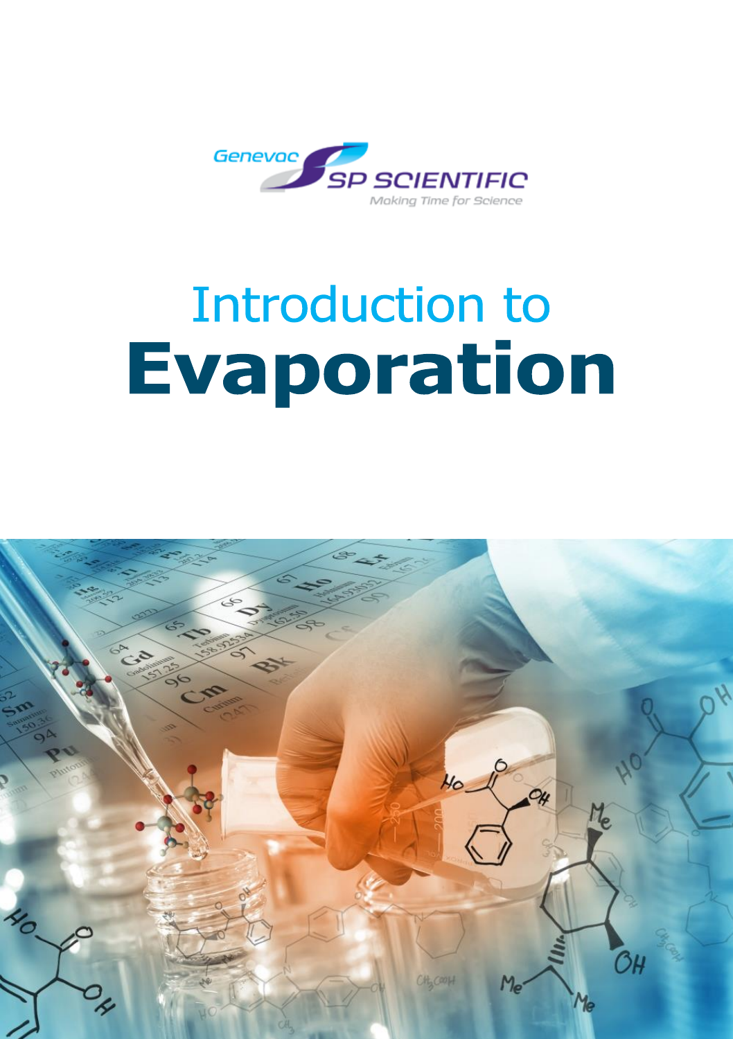Genevac SP SCIENTIFIC

Making Time for Science

# Introduction to **Evaporation**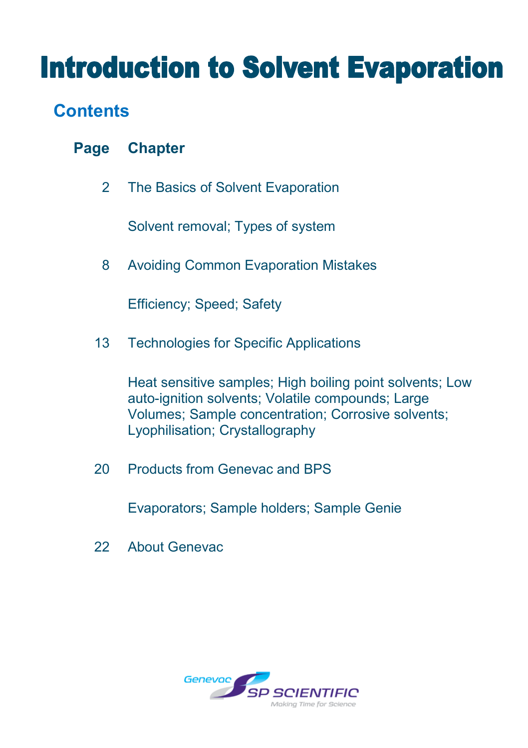# Introduction to Solvent Evaporation

## Contents

| Page | Chapter |
|---|---|
| 2 | The Basics of Solvent Evaporation |
| | Solvent removal; Types of system |
| 8 | Avoiding Common Evaporation Mistakes |
| | Efficiency; Speed; Safety |
| 13 | Technologies for Specific Applications |
| | Heat sensitive samples; High boiling point solvents; Low auto-ignition solvents; Volatile compounds; Large Volumes; Sample concentration; Corrosive solvents; Lyophilisation; Crystallography |
| 20 | Products from Genevac and BPS |
| | Evaporators; Sample holders; Sample Genie |
| 22 | About Genevac |

Genevac SP SCIENTIFIC Making Time for Science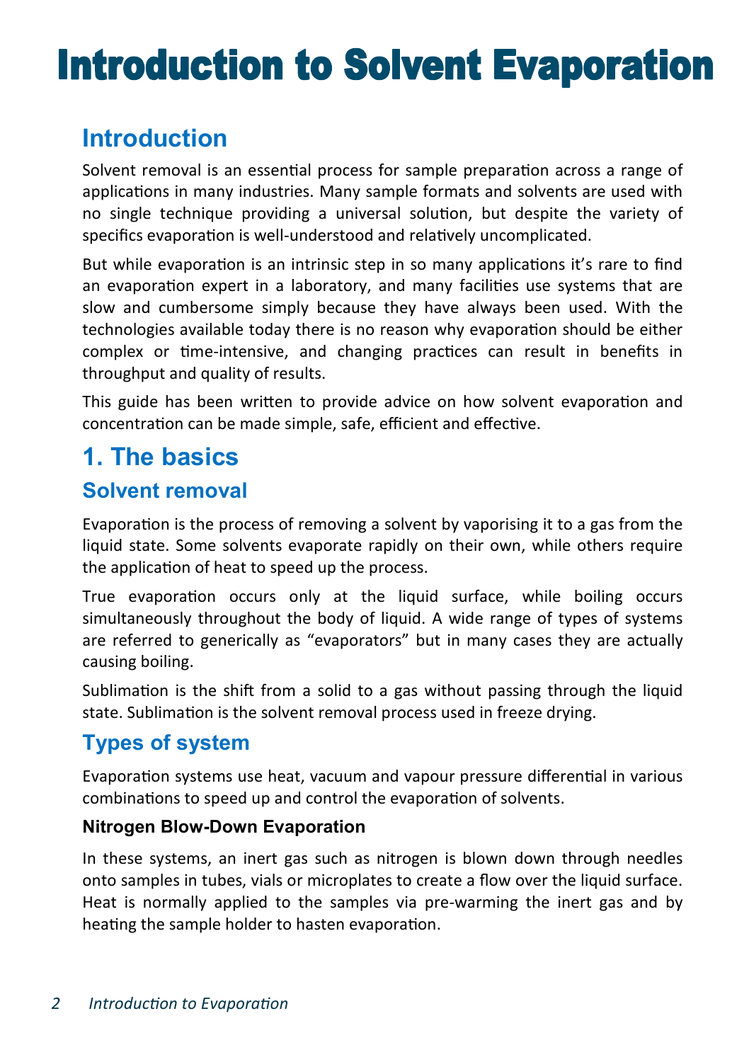# Introduction to Solvent Evaporation

## Introduction

Solvent removal is an essential process for sample preparation across a range of applications in many industries. Many sample formats and solvents are used with no single technique providing a universal solution, but despite the variety of specifics evaporation is well-understood and relatively uncomplicated.

But while evaporation is an intrinsic step in so many applications it's rare to find an evaporation expert in a laboratory, and many facilities use systems that are slow and cumbersome simply because they have always been used. With the technologies available today there is no reason why evaporation should be either complex or time-intensive, and changing practices can result in benefits in throughput and quality of results.

This guide has been written to provide advice on how solvent evaporation and concentration can be made simple, safe, efficient and effective.

## 1. The basics

### Solvent removal

Evaporation is the process of removing a solvent by vaporising it to a gas from the liquid state. Some solvents evaporate rapidly on their own, while others require the application of heat to speed up the process.

True evaporation occurs only at the liquid surface, while boiling occurs simultaneously throughout the body of liquid. A wide range of types of systems are referred to generically as "evaporators" but in many cases they are actually causing boiling.

Sublimation is the shift from a solid to a gas without passing through the liquid state. Sublimation is the solvent removal process used in freeze drying.

### Types of system

Evaporation systems use heat, vacuum and vapour pressure differential in various combinations to speed up and control the evaporation of solvents.

#### Nitrogen Blow-Down Evaporation

In these systems, an inert gas such as nitrogen is blown down through needles onto samples in tubes, vials or microplates to create a flow over the liquid surface. Heat is normally applied to the samples via pre-warming the inert gas and by heating the sample holder to hasten evaporation.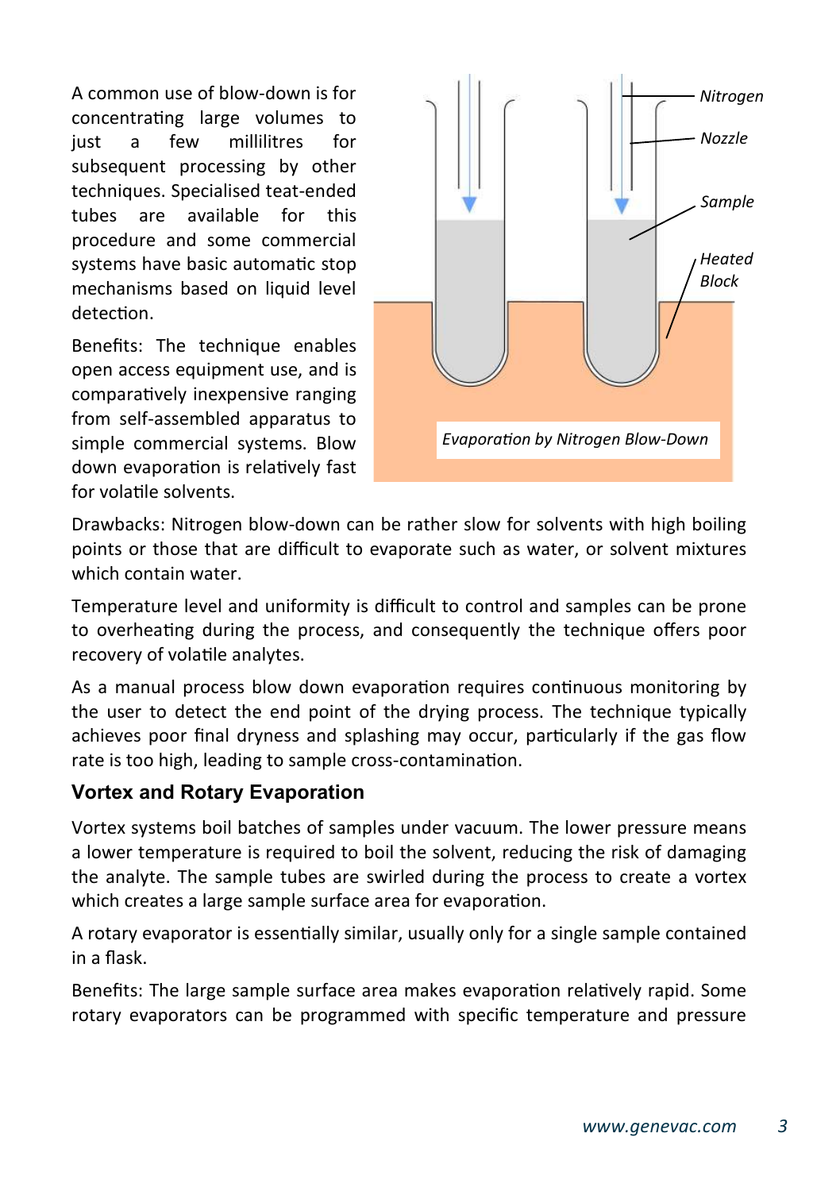A common use of blow-down is for concentrating large volumes to just a few millilitres for subsequent processing by other techniques. Specialised teat-ended tubes are available for this procedure and some commercial systems have basic automatic stop mechanisms based on liquid level detection.

Benefits: The technique enables open access equipment use, and is comparatively inexpensive ranging from self-assembled apparatus to simple commercial systems. Blow down evaporation is relatively fast for volatile solvents.

*Evaporation by Nitrogen Blow-Down*

Drawbacks: Nitrogen blow-down can be rather slow for solvents with high boiling points or those that are difficult to evaporate such as water, or solvent mixtures which contain water.

Temperature level and uniformity is difficult to control and samples can be prone to overheating during the process, and consequently the technique offers poor recovery of volatile analytes.

As a manual process blow down evaporation requires continuous monitoring by the user to detect the end point of the drying process. The technique typically achieves poor final dryness and splashing may occur, particularly if the gas flow rate is too high, leading to sample cross-contamination.

### Vortex and Rotary Evaporation

Vortex systems boil batches of samples under vacuum. The lower pressure means a lower temperature is required to boil the solvent, reducing the risk of damaging the analyte. The sample tubes are swirled during the process to create a vortex which creates a large sample surface area for evaporation.

A rotary evaporator is essentially similar, usually only for a single sample contained in a flask.

Benefits: The large sample surface area makes evaporation relatively rapid. Some rotary evaporators can be programmed with specific temperature and pressure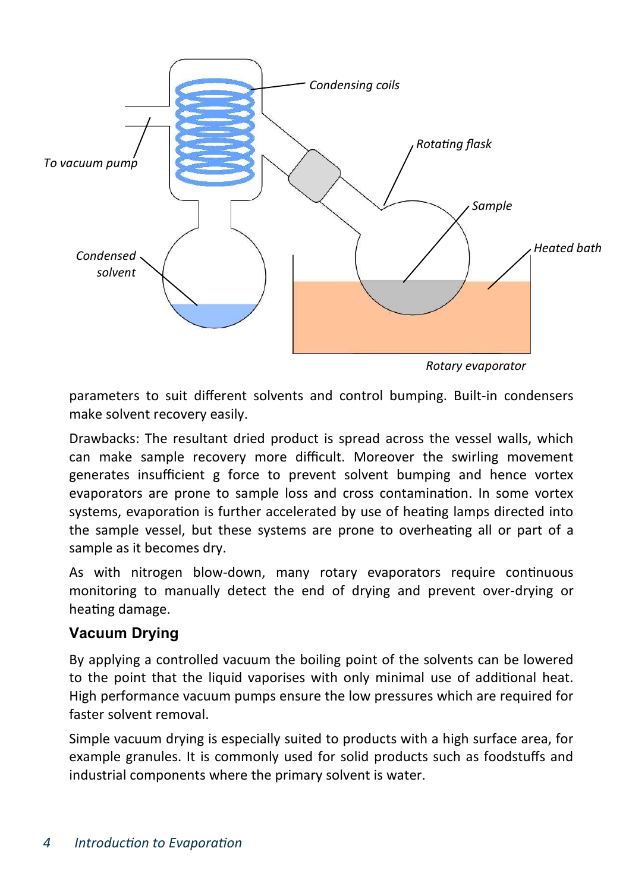Rotary evaporator

parameters to suit different solvents and control bumping. Built-in condensers make solvent recovery easily.

Drawbacks: The resultant dried product is spread across the vessel walls, which can make sample recovery more difficult. Moreover the swirling movement generates insufficient g force to prevent solvent bumping and hence vortex evaporators are prone to sample loss and cross contamination. In some vortex systems, evaporation is further accelerated by use of heating lamps directed into the sample vessel, but these systems are prone to overheating all or part of a sample as it becomes dry.

As with nitrogen blow-down, many rotary evaporators require continuous monitoring to manually detect the end of drying and prevent over-drying or heating damage.

## Vacuum Drying

By applying a controlled vacuum the boiling point of the solvents can be lowered to the point that the liquid vaporises with only minimal use of additional heat. High performance vacuum pumps ensure the low pressures which are required for faster solvent removal.

Simple vacuum drying is especially suited to products with a high surface area, for example granules. It is commonly used for solid products such as foodstuffs and industrial components where the primary solvent is water.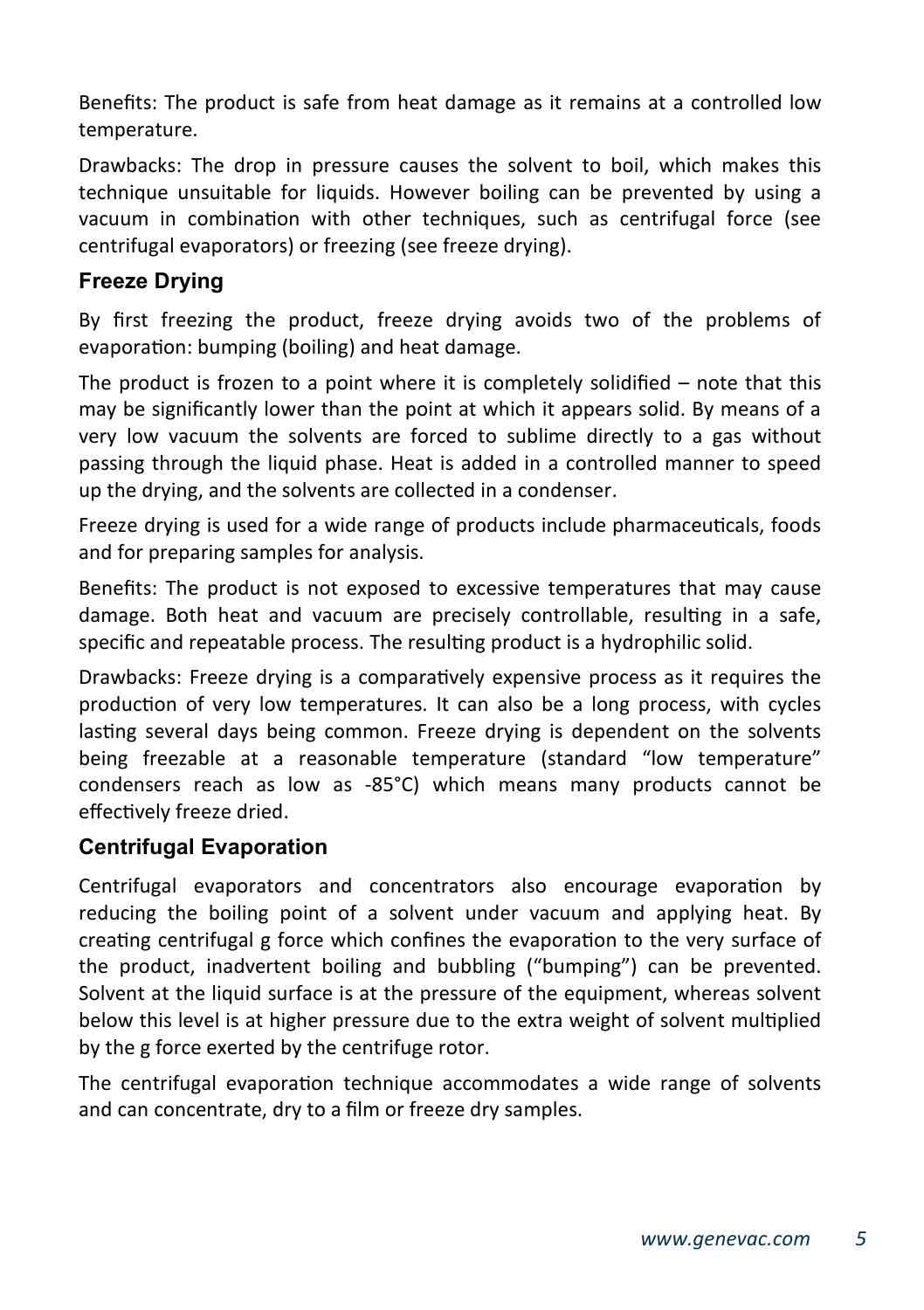Benefits: The product is safe from heat damage as it remains at a controlled low temperature.

Drawbacks: The drop in pressure causes the solvent to boil, which makes this technique unsuitable for liquids. However boiling can be prevented by using a vacuum in combination with other techniques, such as centrifugal force (see centrifugal evaporators) or freezing (see freeze drying).

### Freeze Drying

By first freezing the product, freeze drying avoids two of the problems of evaporation: bumping (boiling) and heat damage.

The product is frozen to a point where it is completely solidified – note that this may be significantly lower than the point at which it appears solid. By means of a very low vacuum the solvents are forced to sublime directly to a gas without passing through the liquid phase. Heat is added in a controlled manner to speed up the drying, and the solvents are collected in a condenser.

Freeze drying is used for a wide range of products include pharmaceuticals, foods and for preparing samples for analysis.

Benefits: The product is not exposed to excessive temperatures that may cause damage. Both heat and vacuum are precisely controllable, resulting in a safe, specific and repeatable process. The resulting product is a hydrophilic solid.

Drawbacks: Freeze drying is a comparatively expensive process as it requires the production of very low temperatures. It can also be a long process, with cycles lasting several days being common. Freeze drying is dependent on the solvents being freezable at a reasonable temperature (standard "low temperature" condensers reach as low as -85°C) which means many products cannot be effectively freeze dried.

### Centrifugal Evaporation

Centrifugal evaporators and concentrators also encourage evaporation by reducing the boiling point of a solvent under vacuum and applying heat. By creating centrifugal g force which confines the evaporation to the very surface of the product, inadvertent boiling and bubbling ("bumping") can be prevented. Solvent at the liquid surface is at the pressure of the equipment, whereas solvent below this level is at higher pressure due to the extra weight of solvent multiplied by the g force exerted by the centrifuge rotor.

The centrifugal evaporation technique accommodates a wide range of solvents and can concentrate, dry to a film or freeze dry samples.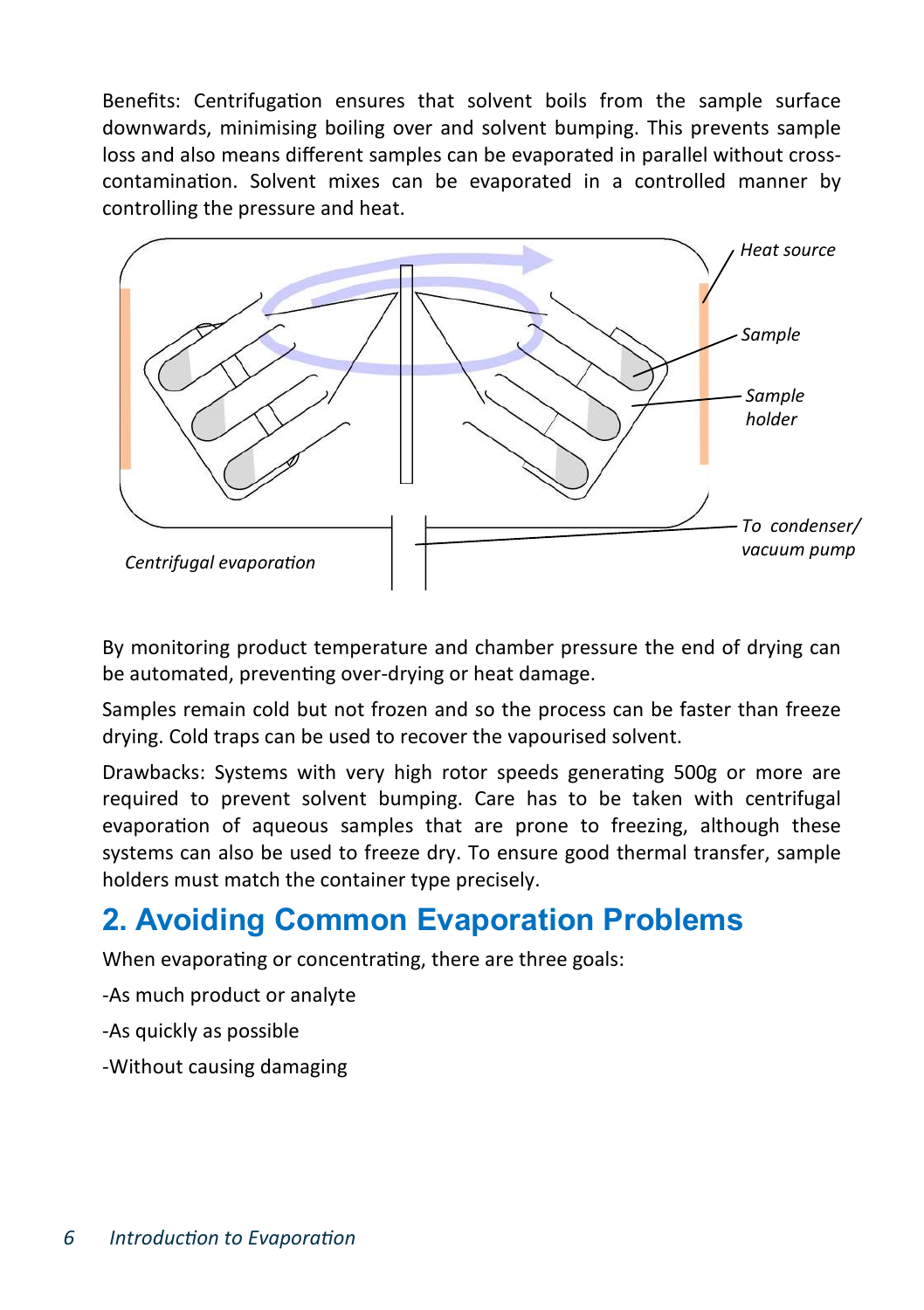Benefits: Centrifugation ensures that solvent boils from the sample surface downwards, minimising boiling over and solvent bumping. This prevents sample loss and also means different samples can be evaporated in parallel without cross-contamination. Solvent mixes can be evaporated in a controlled manner by controlling the pressure and heat.

*Centrifugal evaporation*

By monitoring product temperature and chamber pressure the end of drying can be automated, preventing over-drying or heat damage.

Samples remain cold but not frozen and so the process can be faster than freeze drying. Cold traps can be used to recover the vapourised solvent.

Drawbacks: Systems with very high rotor speeds generating 500g or more are required to prevent solvent bumping. Care has to be taken with centrifugal evaporation of aqueous samples that are prone to freezing, although these systems can also be used to freeze dry. To ensure good thermal transfer, sample holders must match the container type precisely.

## 2. Avoiding Common Evaporation Problems

When evaporating or concentrating, there are three goals:

-As much product or analyte

-As quickly as possible

-Without causing damaging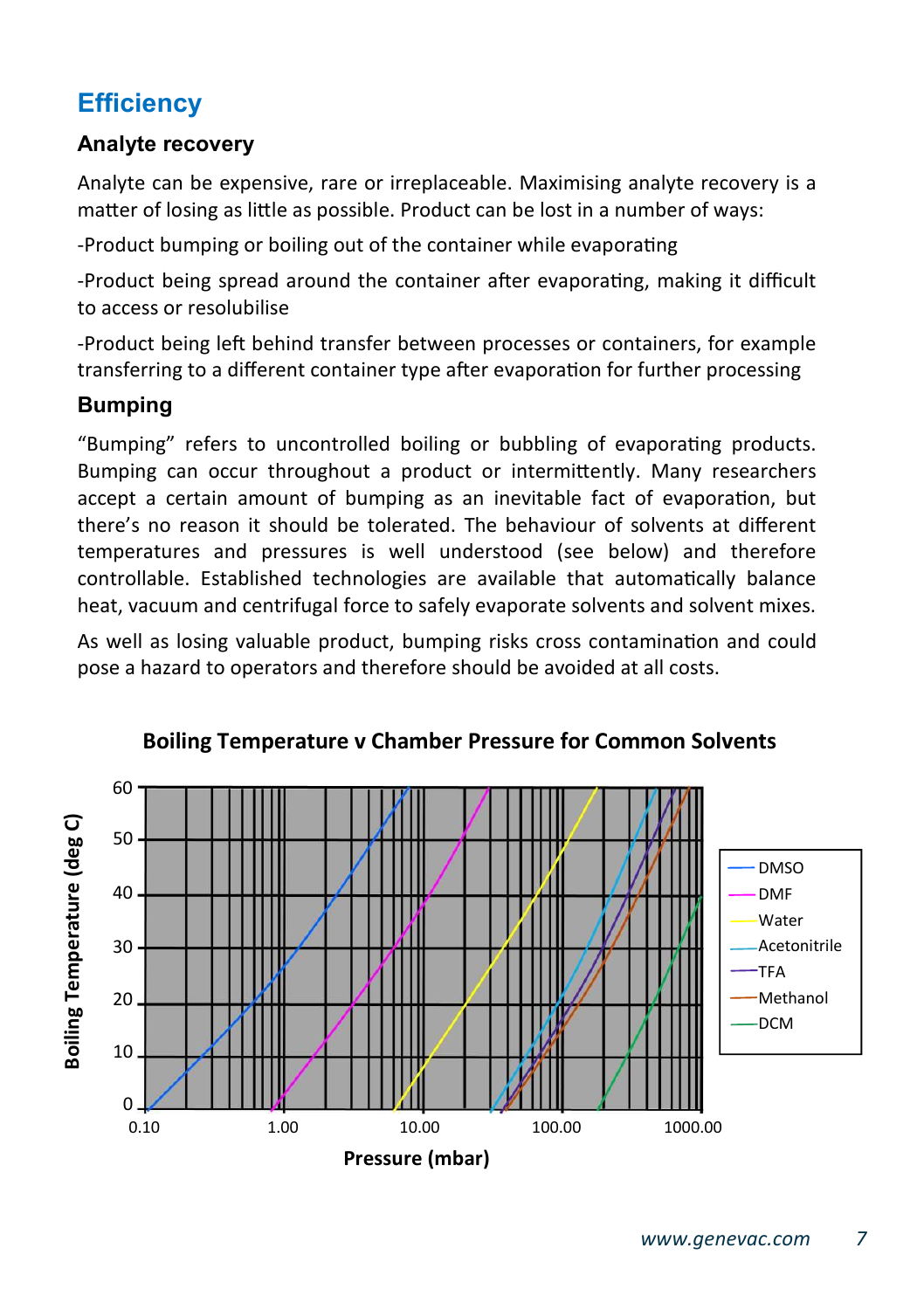# Efficiency

## Analyte recovery

Analyte can be expensive, rare or irreplaceable. Maximising analyte recovery is a matter of losing as little as possible. Product can be lost in a number of ways:

-Product bumping or boiling out of the container while evaporating

-Product being spread around the container after evaporating, making it difficult to access or resolubilise

-Product being left behind transfer between processes or containers, for example transferring to a different container type after evaporation for further processing

## Bumping

"Bumping" refers to uncontrolled boiling or bubbling of evaporating products. Bumping can occur throughout a product or intermittently. Many researchers accept a certain amount of bumping as an inevitable fact of evaporation, but there's no reason it should be tolerated. The behaviour of solvents at different temperatures and pressures is well understood (see below) and therefore controllable. Established technologies are available that automatically balance heat, vacuum and centrifugal force to safely evaporate solvents and solvent mixes.

As well as losing valuable product, bumping risks cross contamination and could pose a hazard to operators and therefore should be avoided at all costs.

**Boiling Temperature v Chamber Pressure for Common Solvents**

Boiling Temperature (deg C) vs Pressure (mbar); series: DMSO, DMF, Water, Acetonitrile, TFA, Methanol, DCM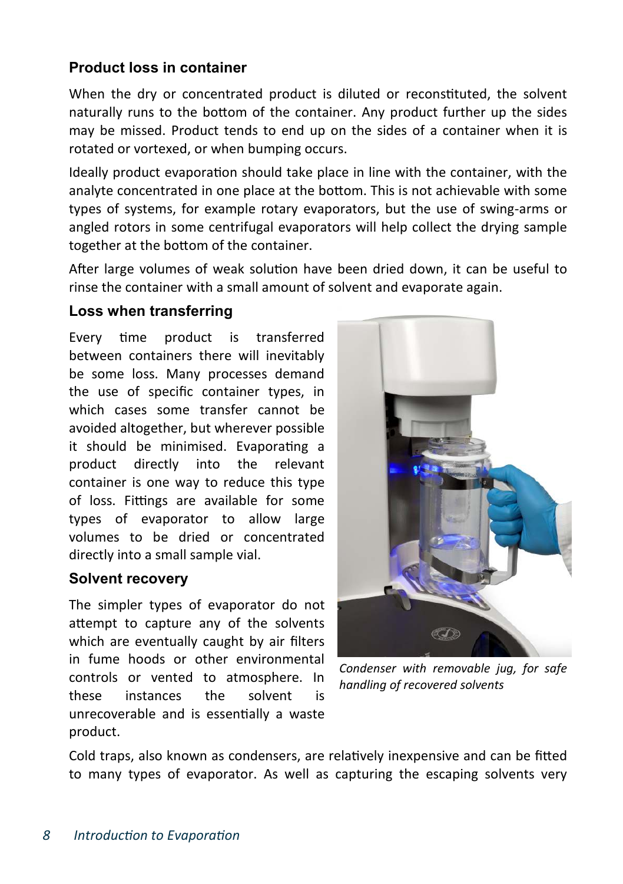### Product loss in container

When the dry or concentrated product is diluted or reconstituted, the solvent naturally runs to the bottom of the container. Any product further up the sides may be missed. Product tends to end up on the sides of a container when it is rotated or vortexed, or when bumping occurs.

Ideally product evaporation should take place in line with the container, with the analyte concentrated in one place at the bottom. This is not achievable with some types of systems, for example rotary evaporators, but the use of swing-arms or angled rotors in some centrifugal evaporators will help collect the drying sample together at the bottom of the container.

After large volumes of weak solution have been dried down, it can be useful to rinse the container with a small amount of solvent and evaporate again.

### Loss when transferring

Every time product is transferred between containers there will inevitably be some loss. Many processes demand the use of specific container types, in which cases some transfer cannot be avoided altogether, but wherever possible it should be minimised. Evaporating a product directly into the relevant container is one way to reduce this type of loss. Fittings are available for some types of evaporator to allow large volumes to be dried or concentrated directly into a small sample vial.

*Condenser with removable jug, for safe handling of recovered solvents*

### Solvent recovery

The simpler types of evaporator do not attempt to capture any of the solvents which are eventually caught by air filters in fume hoods or other environmental controls or vented to atmosphere. In these instances the solvent is unrecoverable and is essentially a waste product.

Cold traps, also known as condensers, are relatively inexpensive and can be fitted to many types of evaporator. As well as capturing the escaping solvents very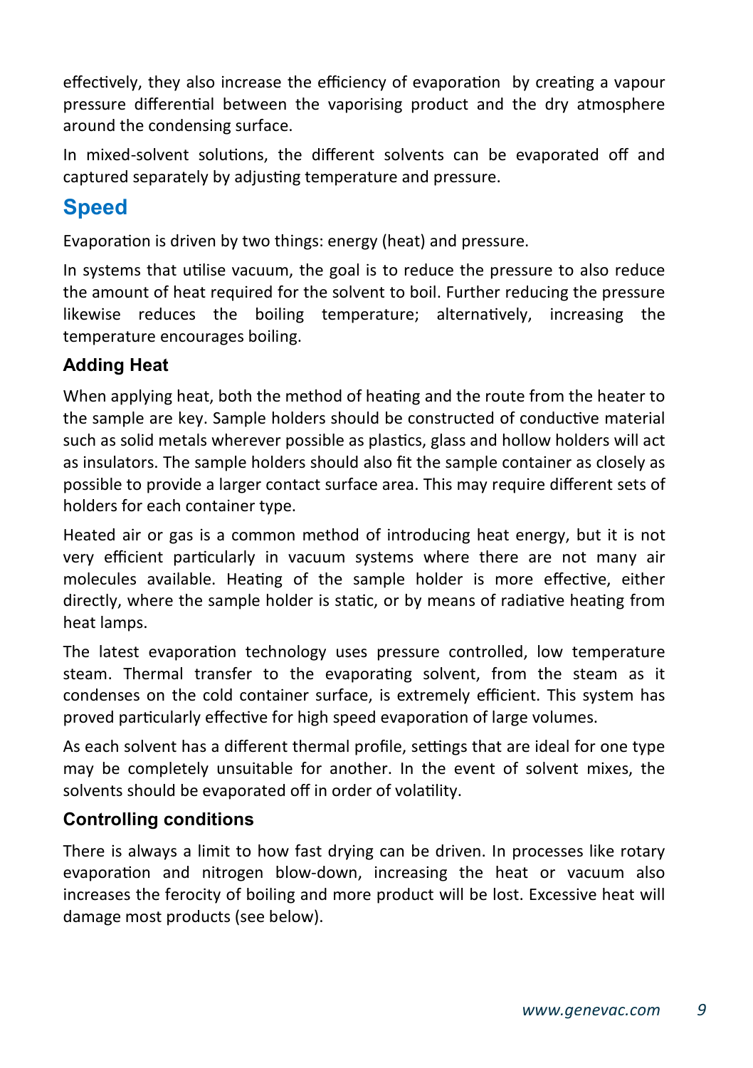effectively, they also increase the efficiency of evaporation by creating a vapour pressure differential between the vaporising product and the dry atmosphere around the condensing surface.

In mixed-solvent solutions, the different solvents can be evaporated off and captured separately by adjusting temperature and pressure.

## Speed

Evaporation is driven by two things: energy (heat) and pressure.

In systems that utilise vacuum, the goal is to reduce the pressure to also reduce the amount of heat required for the solvent to boil. Further reducing the pressure likewise reduces the boiling temperature; alternatively, increasing the temperature encourages boiling.

### Adding Heat

When applying heat, both the method of heating and the route from the heater to the sample are key. Sample holders should be constructed of conductive material such as solid metals wherever possible as plastics, glass and hollow holders will act as insulators. The sample holders should also fit the sample container as closely as possible to provide a larger contact surface area. This may require different sets of holders for each container type.

Heated air or gas is a common method of introducing heat energy, but it is not very efficient particularly in vacuum systems where there are not many air molecules available. Heating of the sample holder is more effective, either directly, where the sample holder is static, or by means of radiative heating from heat lamps.

The latest evaporation technology uses pressure controlled, low temperature steam. Thermal transfer to the evaporating solvent, from the steam as it condenses on the cold container surface, is extremely efficient. This system has proved particularly effective for high speed evaporation of large volumes.

As each solvent has a different thermal profile, settings that are ideal for one type may be completely unsuitable for another. In the event of solvent mixes, the solvents should be evaporated off in order of volatility.

### Controlling conditions

There is always a limit to how fast drying can be driven. In processes like rotary evaporation and nitrogen blow-down, increasing the heat or vacuum also increases the ferocity of boiling and more product will be lost. Excessive heat will damage most products (see below).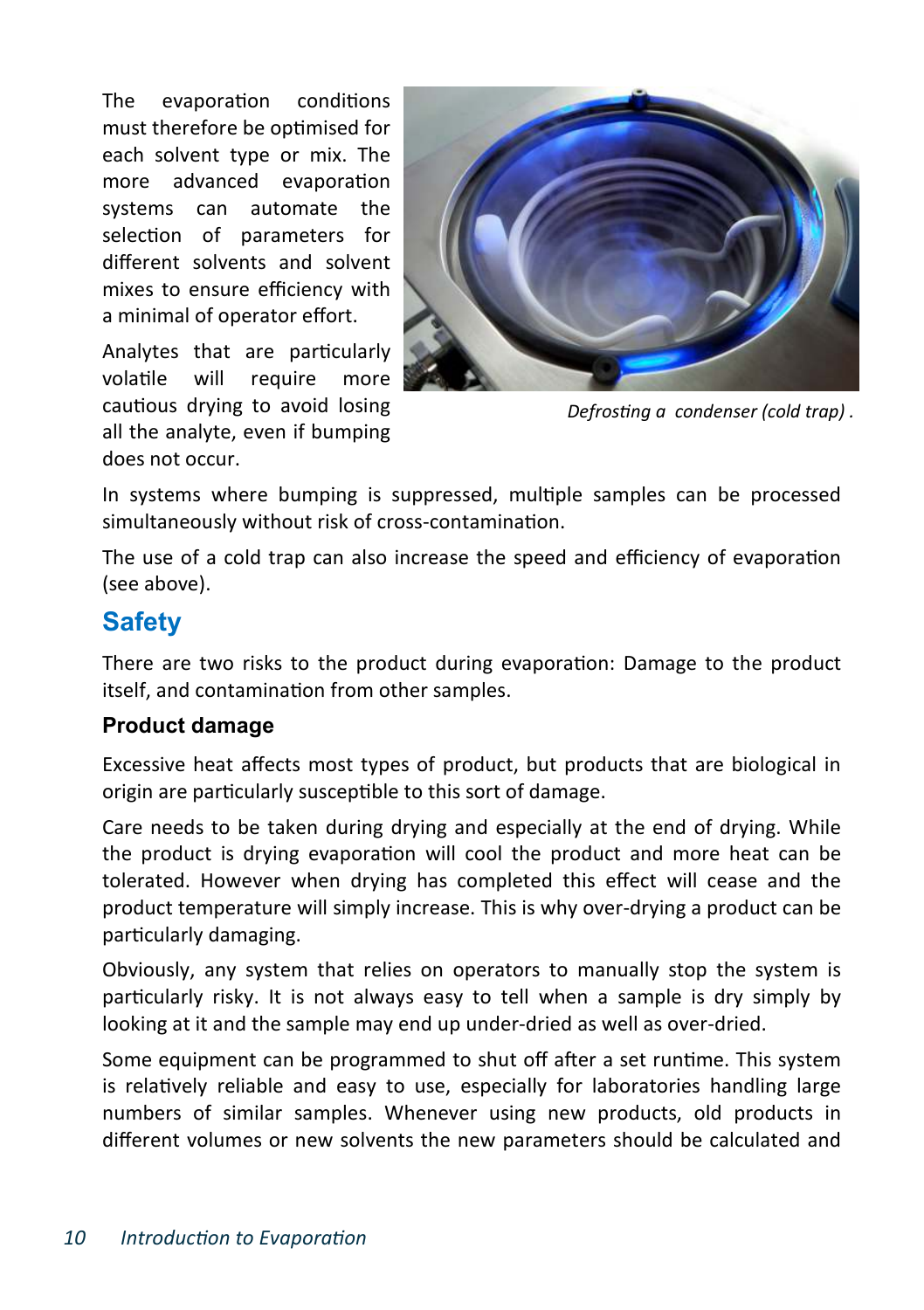The evaporation conditions must therefore be optimised for each solvent type or mix. The more advanced evaporation systems can automate the selection of parameters for different solvents and solvent mixes to ensure efficiency with a minimal of operator effort.

Analytes that are particularly volatile will require more cautious drying to avoid losing all the analyte, even if bumping does not occur.

*Defrosting a condenser (cold trap) .*

In systems where bumping is suppressed, multiple samples can be processed simultaneously without risk of cross-contamination.

The use of a cold trap can also increase the speed and efficiency of evaporation (see above).

## Safety

There are two risks to the product during evaporation: Damage to the product itself, and contamination from other samples.

### Product damage

Excessive heat affects most types of product, but products that are biological in origin are particularly susceptible to this sort of damage.

Care needs to be taken during drying and especially at the end of drying. While the product is drying evaporation will cool the product and more heat can be tolerated. However when drying has completed this effect will cease and the product temperature will simply increase. This is why over-drying a product can be particularly damaging.

Obviously, any system that relies on operators to manually stop the system is particularly risky. It is not always easy to tell when a sample is dry simply by looking at it and the sample may end up under-dried as well as over-dried.

Some equipment can be programmed to shut off after a set runtime. This system is relatively reliable and easy to use, especially for laboratories handling large numbers of similar samples. Whenever using new products, old products in different volumes or new solvents the new parameters should be calculated and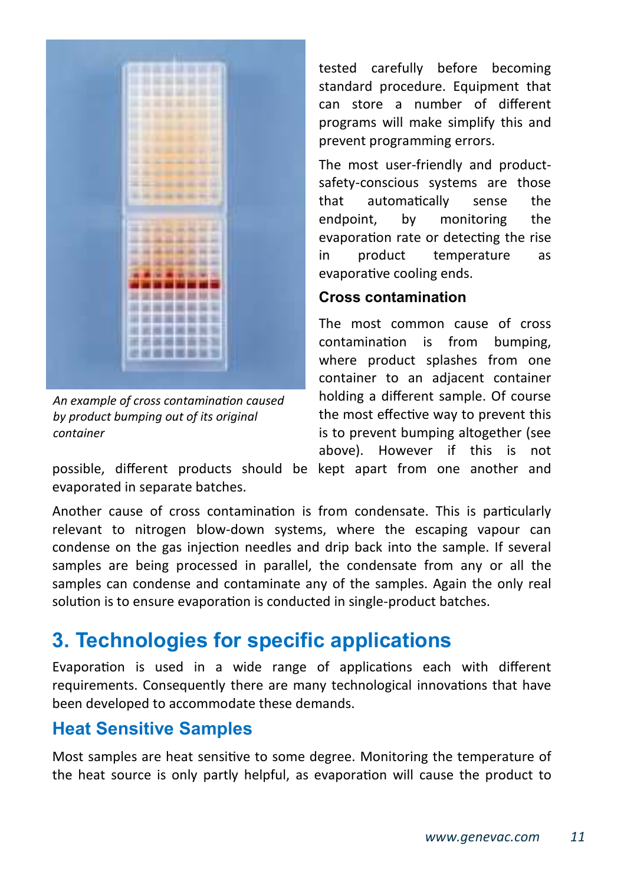*An example of cross contamination caused by product bumping out of its original container*

tested carefully before becoming standard procedure. Equipment that can store a number of different programs will make simplify this and prevent programming errors.

The most user-friendly and product-safety-conscious systems are those that automatically sense the endpoint, by monitoring the evaporation rate or detecting the rise in product temperature as evaporative cooling ends.

### Cross contamination

The most common cause of cross contamination is from bumping, where product splashes from one container to an adjacent container holding a different sample. Of course the most effective way to prevent this is to prevent bumping altogether (see above). However if this is not possible, different products should be kept apart from one another and evaporated in separate batches.

Another cause of cross contamination is from condensate. This is particularly relevant to nitrogen blow-down systems, where the escaping vapour can condense on the gas injection needles and drip back into the sample. If several samples are being processed in parallel, the condensate from any or all the samples can condense and contaminate any of the samples. Again the only real solution is to ensure evaporation is conducted in single-product batches.

## 3. Technologies for specific applications

Evaporation is used in a wide range of applications each with different requirements. Consequently there are many technological innovations that have been developed to accommodate these demands.

### Heat Sensitive Samples

Most samples are heat sensitive to some degree. Monitoring the temperature of the heat source is only partly helpful, as evaporation will cause the product to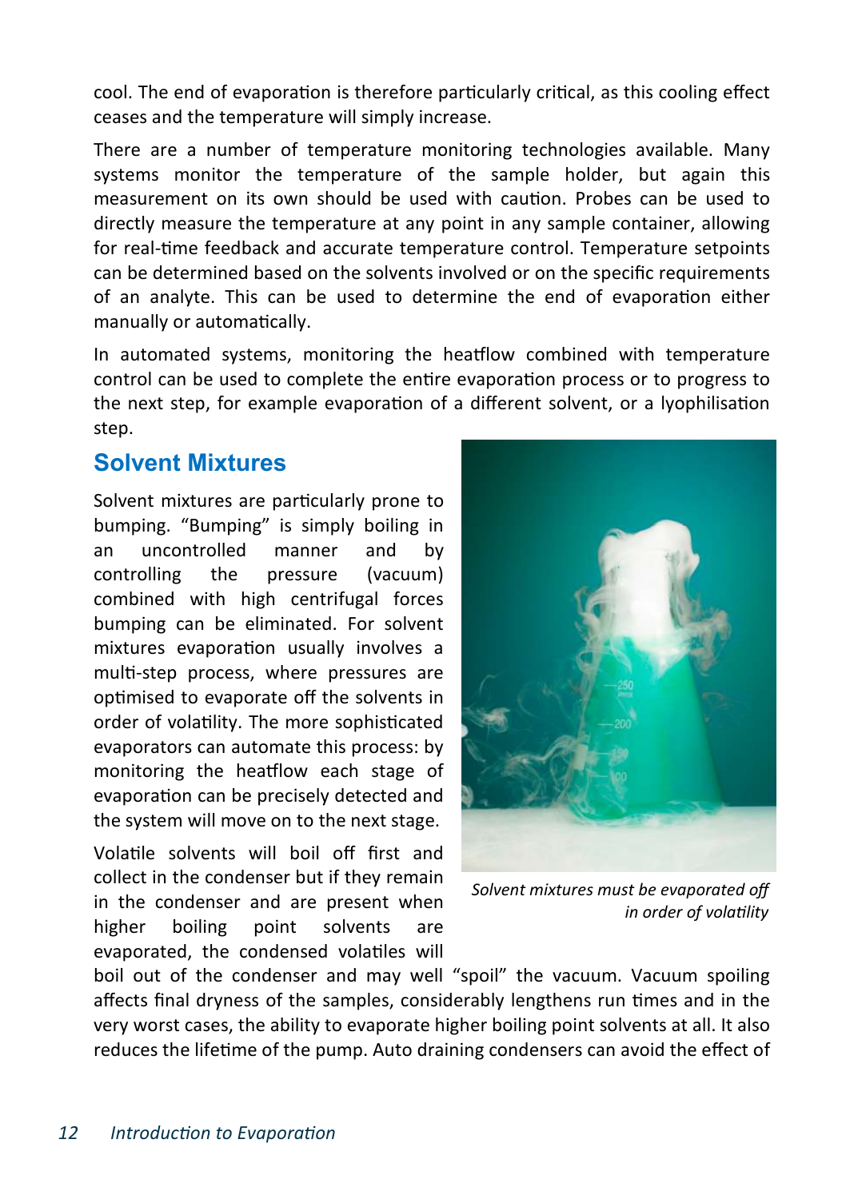cool. The end of evaporation is therefore particularly critical, as this cooling effect ceases and the temperature will simply increase.

There are a number of temperature monitoring technologies available. Many systems monitor the temperature of the sample holder, but again this measurement on its own should be used with caution. Probes can be used to directly measure the temperature at any point in any sample container, allowing for real-time feedback and accurate temperature control. Temperature setpoints can be determined based on the solvents involved or on the specific requirements of an analyte. This can be used to determine the end of evaporation either manually or automatically.

In automated systems, monitoring the heatflow combined with temperature control can be used to complete the entire evaporation process or to progress to the next step, for example evaporation of a different solvent, or a lyophilisation step.

## Solvent Mixtures

Solvent mixtures are particularly prone to bumping. "Bumping" is simply boiling in an uncontrolled manner and by controlling the pressure (vacuum) combined with high centrifugal forces bumping can be eliminated. For solvent mixtures evaporation usually involves a multi-step process, where pressures are optimised to evaporate off the solvents in order of volatility. The more sophisticated evaporators can automate this process: by monitoring the heatflow each stage of evaporation can be precisely detected and the system will move on to the next stage.

*Solvent mixtures must be evaporated off in order of volatility*

Volatile solvents will boil off first and collect in the condenser but if they remain in the condenser and are present when higher boiling point solvents are evaporated, the condensed volatiles will boil out of the condenser and may well "spoil" the vacuum. Vacuum spoiling affects final dryness of the samples, considerably lengthens run times and in the very worst cases, the ability to evaporate higher boiling point solvents at all. It also reduces the lifetime of the pump. Auto draining condensers can avoid the effect of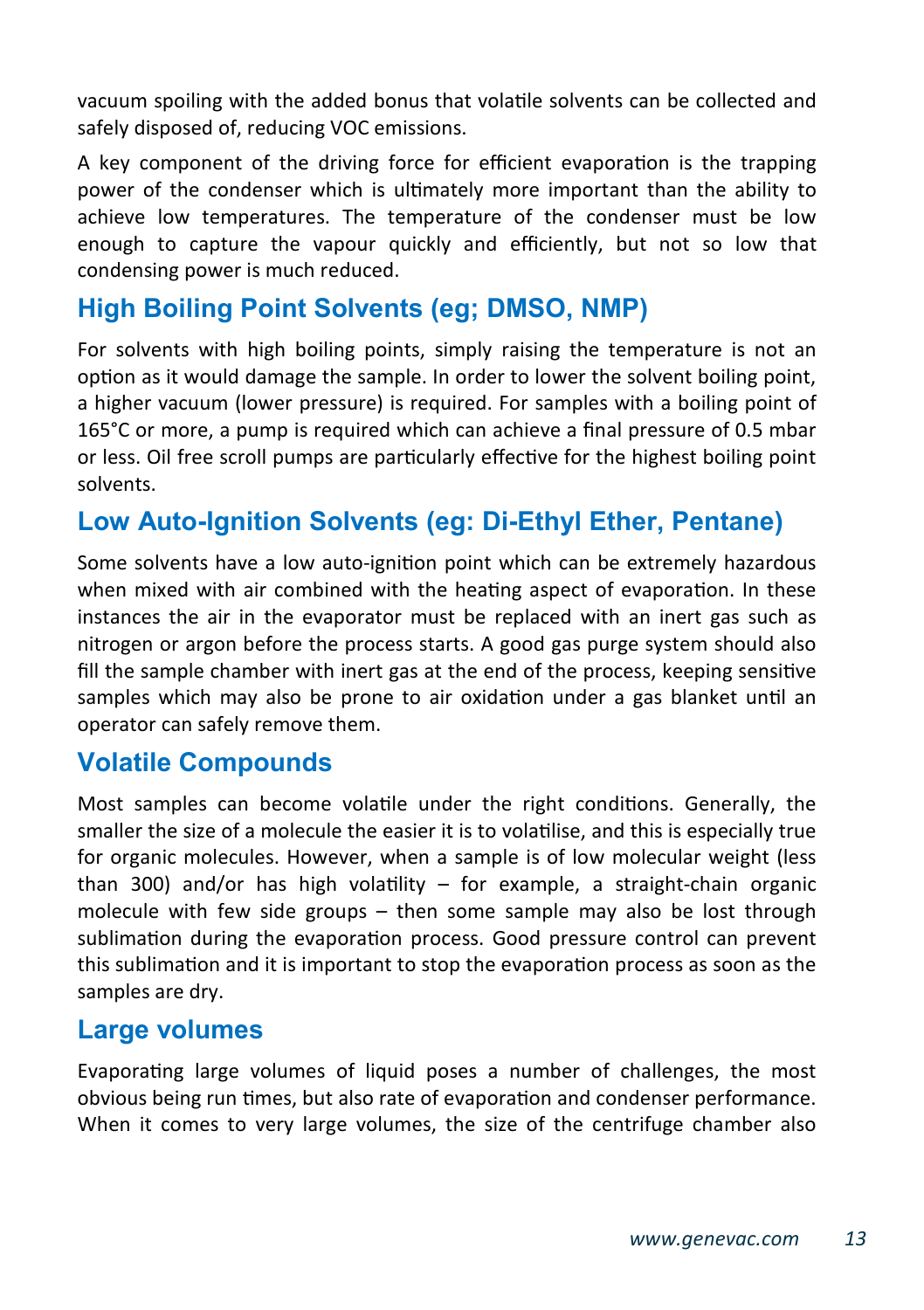vacuum spoiling with the added bonus that volatile solvents can be collected and safely disposed of, reducing VOC emissions.

A key component of the driving force for efficient evaporation is the trapping power of the condenser which is ultimately more important than the ability to achieve low temperatures. The temperature of the condenser must be low enough to capture the vapour quickly and efficiently, but not so low that condensing power is much reduced.

## High Boiling Point Solvents (eg; DMSO, NMP)

For solvents with high boiling points, simply raising the temperature is not an option as it would damage the sample. In order to lower the solvent boiling point, a higher vacuum (lower pressure) is required. For samples with a boiling point of 165°C or more, a pump is required which can achieve a final pressure of 0.5 mbar or less. Oil free scroll pumps are particularly effective for the highest boiling point solvents.

## Low Auto-Ignition Solvents (eg: Di-Ethyl Ether, Pentane)

Some solvents have a low auto-ignition point which can be extremely hazardous when mixed with air combined with the heating aspect of evaporation. In these instances the air in the evaporator must be replaced with an inert gas such as nitrogen or argon before the process starts. A good gas purge system should also fill the sample chamber with inert gas at the end of the process, keeping sensitive samples which may also be prone to air oxidation under a gas blanket until an operator can safely remove them.

## Volatile Compounds

Most samples can become volatile under the right conditions. Generally, the smaller the size of a molecule the easier it is to volatilise, and this is especially true for organic molecules. However, when a sample is of low molecular weight (less than 300) and/or has high volatility – for example, a straight-chain organic molecule with few side groups – then some sample may also be lost through sublimation during the evaporation process. Good pressure control can prevent this sublimation and it is important to stop the evaporation process as soon as the samples are dry.

## Large volumes

Evaporating large volumes of liquid poses a number of challenges, the most obvious being run times, but also rate of evaporation and condenser performance. When it comes to very large volumes, the size of the centrifuge chamber also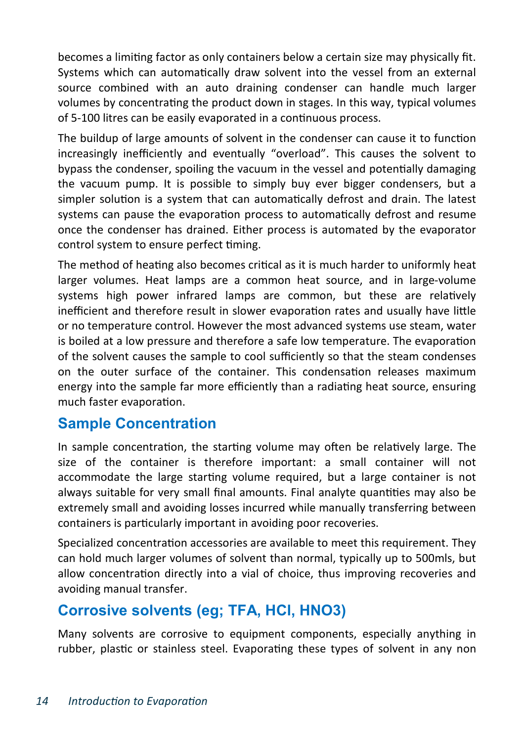becomes a limiting factor as only containers below a certain size may physically fit. Systems which can automatically draw solvent into the vessel from an external source combined with an auto draining condenser can handle much larger volumes by concentrating the product down in stages. In this way, typical volumes of 5-100 litres can be easily evaporated in a continuous process.

The buildup of large amounts of solvent in the condenser can cause it to function increasingly inefficiently and eventually "overload". This causes the solvent to bypass the condenser, spoiling the vacuum in the vessel and potentially damaging the vacuum pump. It is possible to simply buy ever bigger condensers, but a simpler solution is a system that can automatically defrost and drain. The latest systems can pause the evaporation process to automatically defrost and resume once the condenser has drained. Either process is automated by the evaporator control system to ensure perfect timing.

The method of heating also becomes critical as it is much harder to uniformly heat larger volumes. Heat lamps are a common heat source, and in large-volume systems high power infrared lamps are common, but these are relatively inefficient and therefore result in slower evaporation rates and usually have little or no temperature control. However the most advanced systems use steam, water is boiled at a low pressure and therefore a safe low temperature. The evaporation of the solvent causes the sample to cool sufficiently so that the steam condenses on the outer surface of the container. This condensation releases maximum energy into the sample far more efficiently than a radiating heat source, ensuring much faster evaporation.

## Sample Concentration

In sample concentration, the starting volume may often be relatively large. The size of the container is therefore important: a small container will not accommodate the large starting volume required, but a large container is not always suitable for very small final amounts. Final analyte quantities may also be extremely small and avoiding losses incurred while manually transferring between containers is particularly important in avoiding poor recoveries.

Specialized concentration accessories are available to meet this requirement. They can hold much larger volumes of solvent than normal, typically up to 500mls, but allow concentration directly into a vial of choice, thus improving recoveries and avoiding manual transfer.

## Corrosive solvents (eg; TFA, HCl, $HNO_3$)

Many solvents are corrosive to equipment components, especially anything in rubber, plastic or stainless steel. Evaporating these types of solvent in any non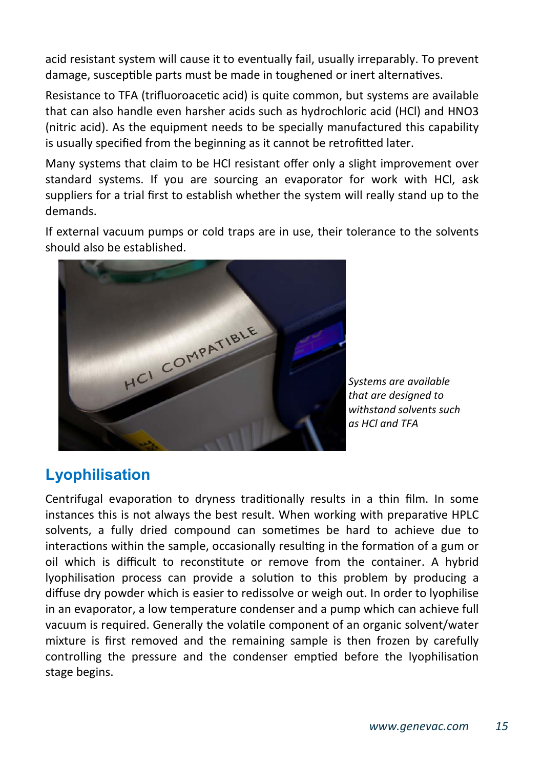acid resistant system will cause it to eventually fail, usually irreparably. To prevent damage, susceptible parts must be made in toughened or inert alternatives.

Resistance to TFA (trifluoroacetic acid) is quite common, but systems are available that can also handle even harsher acids such as hydrochloric acid (HCl) and $HNO_3$ (nitric acid). As the equipment needs to be specially manufactured this capability is usually specified from the beginning as it cannot be retrofitted later.

Many systems that claim to be HCl resistant offer only a slight improvement over standard systems. If you are sourcing an evaporator for work with HCl, ask suppliers for a trial first to establish whether the system will really stand up to the demands.

If external vacuum pumps or cold traps are in use, their tolerance to the solvents should also be established.

*Systems are available that are designed to withstand solvents such as HCl and TFA*

## Lyophilisation

Centrifugal evaporation to dryness traditionally results in a thin film. In some instances this is not always the best result. When working with preparative HPLC solvents, a fully dried compound can sometimes be hard to achieve due to interactions within the sample, occasionally resulting in the formation of a gum or oil which is difficult to reconstitute or remove from the container. A hybrid lyophilisation process can provide a solution to this problem by producing a diffuse dry powder which is easier to redissolve or weigh out. In order to lyophilise in an evaporator, a low temperature condenser and a pump which can achieve full vacuum is required. Generally the volatile component of an organic solvent/water mixture is first removed and the remaining sample is then frozen by carefully controlling the pressure and the condenser emptied before the lyophilisation stage begins.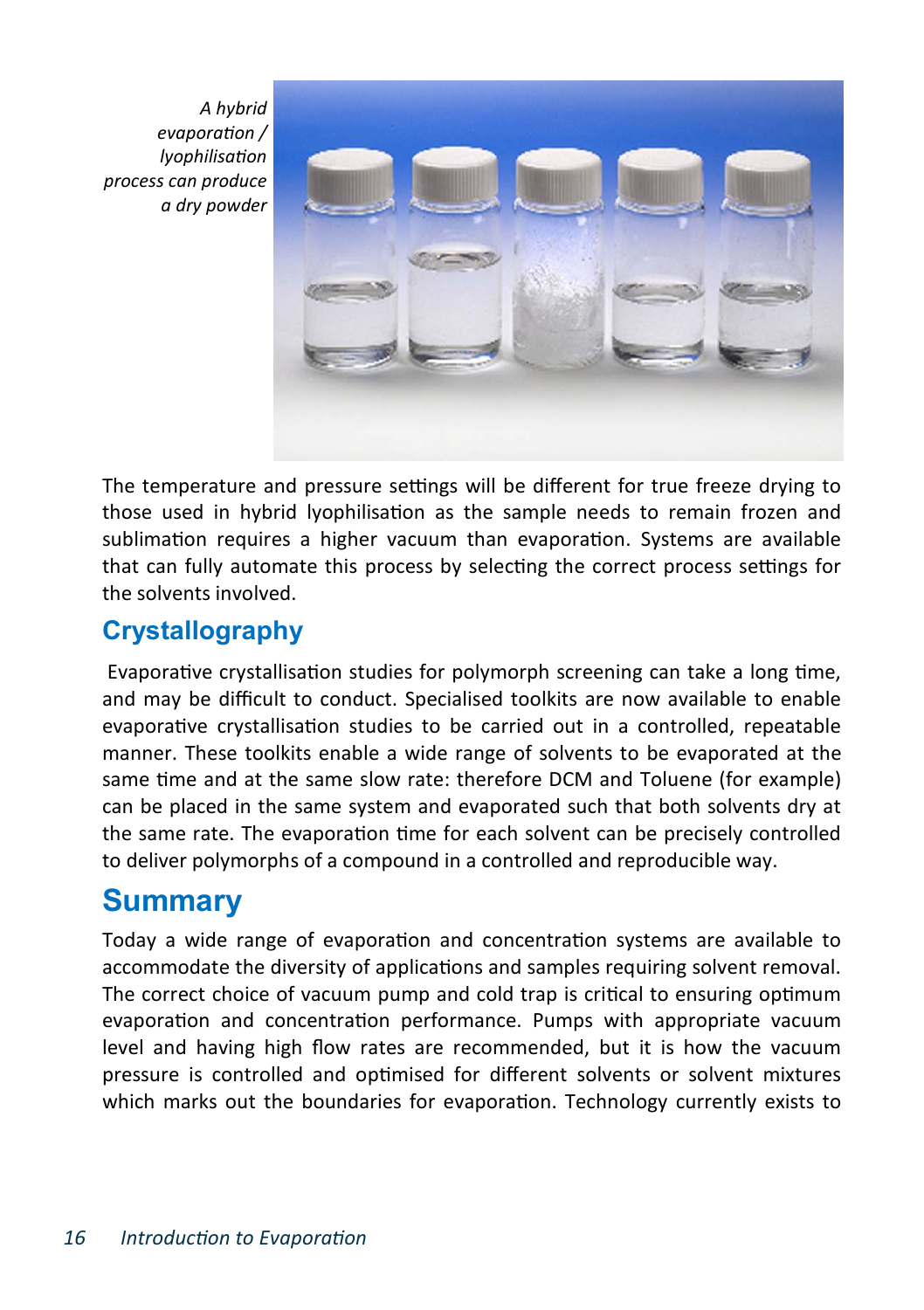*A hybrid evaporation / lyophilisation process can produce a dry powder*

The temperature and pressure settings will be different for true freeze drying to those used in hybrid lyophilisation as the sample needs to remain frozen and sublimation requires a higher vacuum than evaporation. Systems are available that can fully automate this process by selecting the correct process settings for the solvents involved.

## Crystallography

Evaporative crystallisation studies for polymorph screening can take a long time, and may be difficult to conduct. Specialised toolkits are now available to enable evaporative crystallisation studies to be carried out in a controlled, repeatable manner. These toolkits enable a wide range of solvents to be evaporated at the same time and at the same slow rate: therefore DCM and Toluene (for example) can be placed in the same system and evaporated such that both solvents dry at the same rate. The evaporation time for each solvent can be precisely controlled to deliver polymorphs of a compound in a controlled and reproducible way.

# Summary

Today a wide range of evaporation and concentration systems are available to accommodate the diversity of applications and samples requiring solvent removal. The correct choice of vacuum pump and cold trap is critical to ensuring optimum evaporation and concentration performance. Pumps with appropriate vacuum level and having high flow rates are recommended, but it is how the vacuum pressure is controlled and optimised for different solvents or solvent mixtures which marks out the boundaries for evaporation. Technology currently exists to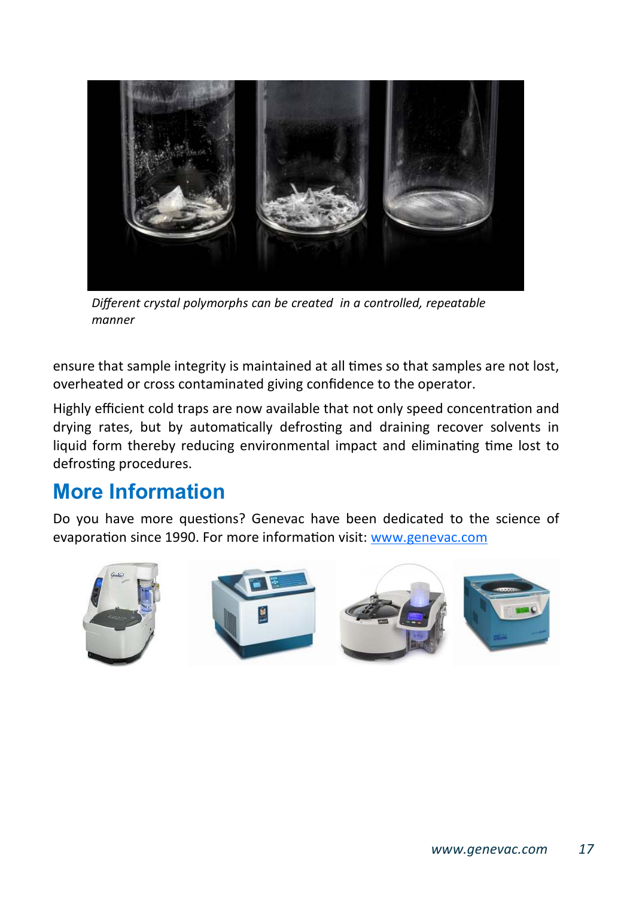*Different crystal polymorphs can be created in a controlled, repeatable manner*

ensure that sample integrity is maintained at all times so that samples are not lost, overheated or cross contaminated giving confidence to the operator.

Highly efficient cold traps are now available that not only speed concentration and drying rates, but by automatically defrosting and draining recover solvents in liquid form thereby reducing environmental impact and eliminating time lost to defrosting procedures.

## More Information

Do you have more questions? Genevac have been dedicated to the science of evaporation since 1990. For more information visit: www.genevac.com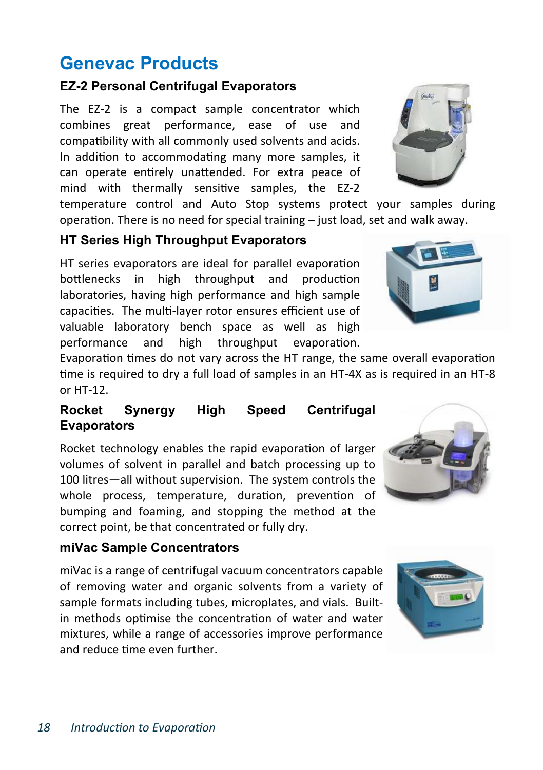# Genevac Products

## EZ-2 Personal Centrifugal Evaporators

The EZ-2 is a compact sample concentrator which combines great performance, ease of use and compatibility with all commonly used solvents and acids. In addition to accommodating many more samples, it can operate entirely unattended. For extra peace of mind with thermally sensitive samples, the EZ-2 temperature control and Auto Stop systems protect your samples during operation. There is no need for special training – just load, set and walk away.

## HT Series High Throughput Evaporators

HT series evaporators are ideal for parallel evaporation bottlenecks in high throughput and production laboratories, having high performance and high sample capacities. The multi-layer rotor ensures efficient use of valuable laboratory bench space as well as high performance and high throughput evaporation. Evaporation times do not vary across the HT range, the same overall evaporation time is required to dry a full load of samples in an HT-4X as is required in an HT-8 or HT-12.

## Rocket Synergy High Speed Centrifugal Evaporators

Rocket technology enables the rapid evaporation of larger volumes of solvent in parallel and batch processing up to 100 litres—all without supervision. The system controls the whole process, temperature, duration, prevention of bumping and foaming, and stopping the method at the correct point, be that concentrated or fully dry.

## miVac Sample Concentrators

miVac is a range of centrifugal vacuum concentrators capable of removing water and organic solvents from a variety of sample formats including tubes, microplates, and vials. Built-in methods optimise the concentration of water and water mixtures, while a range of accessories improve performance and reduce time even further.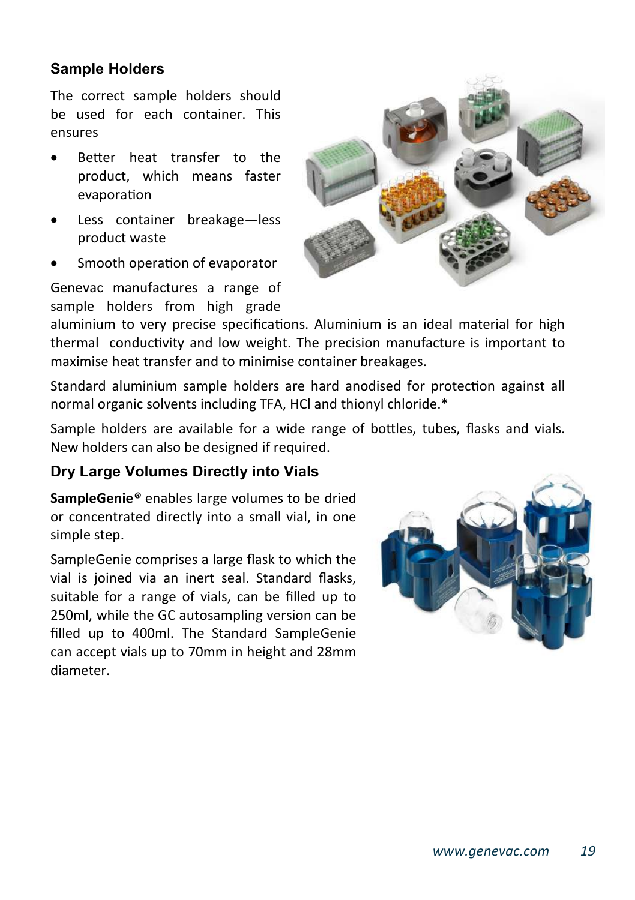## Sample Holders

The correct sample holders should be used for each container. This ensures

- Better heat transfer to the product, which means faster evaporation
- Less container breakage—less product waste
- Smooth operation of evaporator

Genevac manufactures a range of sample holders from high grade aluminium to very precise specifications. Aluminium is an ideal material for high thermal conductivity and low weight. The precision manufacture is important to maximise heat transfer and to minimise container breakages.

Standard aluminium sample holders are hard anodised for protection against all normal organic solvents including TFA, HCl and thionyl chloride.*

Sample holders are available for a wide range of bottles, tubes, flasks and vials. New holders can also be designed if required.

## Dry Large Volumes Directly into Vials

**SampleGenie®** enables large volumes to be dried or concentrated directly into a small vial, in one simple step.

SampleGenie comprises a large flask to which the vial is joined via an inert seal. Standard flasks, suitable for a range of vials, can be filled up to 250ml, while the GC autosampling version can be filled up to 400ml. The Standard SampleGenie can accept vials up to 70mm in height and 28mm diameter.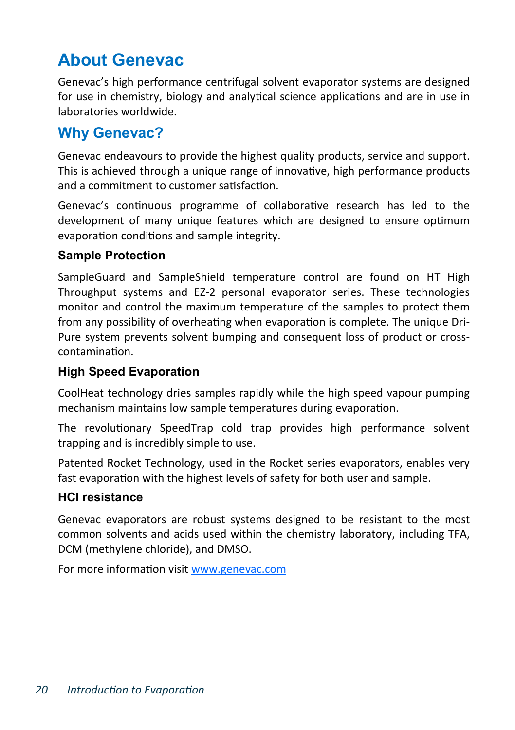# About Genevac

Genevac's high performance centrifugal solvent evaporator systems are designed for use in chemistry, biology and analytical science applications and are in use in laboratories worldwide.

## Why Genevac?

Genevac endeavours to provide the highest quality products, service and support. This is achieved through a unique range of innovative, high performance products and a commitment to customer satisfaction.

Genevac's continuous programme of collaborative research has led to the development of many unique features which are designed to ensure optimum evaporation conditions and sample integrity.

### Sample Protection

SampleGuard and SampleShield temperature control are found on HT High Throughput systems and EZ-2 personal evaporator series. These technologies monitor and control the maximum temperature of the samples to protect them from any possibility of overheating when evaporation is complete. The unique Dri-Pure system prevents solvent bumping and consequent loss of product or cross-contamination.

### High Speed Evaporation

CoolHeat technology dries samples rapidly while the high speed vapour pumping mechanism maintains low sample temperatures during evaporation.

The revolutionary SpeedTrap cold trap provides high performance solvent trapping and is incredibly simple to use.

Patented Rocket Technology, used in the Rocket series evaporators, enables very fast evaporation with the highest levels of safety for both user and sample.

### HCl resistance

Genevac evaporators are robust systems designed to be resistant to the most common solvents and acids used within the chemistry laboratory, including TFA, DCM (methylene chloride), and DMSO.

For more information visit [www.genevac.com](http://www.genevac.com)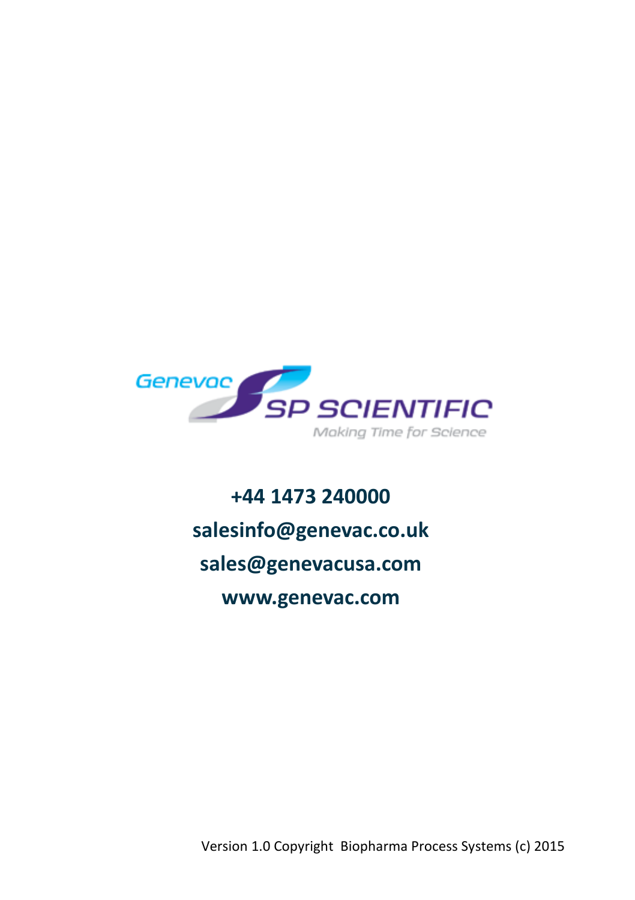Genevac SP SCIENTIFIC

Making Time for Science

**+44 1473 240000**

**salesinfo@genevac.co.uk**

**sales@genevacusa.com**

**www.genevac.com**

Version 1.0 Copyright Biopharma Process Systems (c) 2015